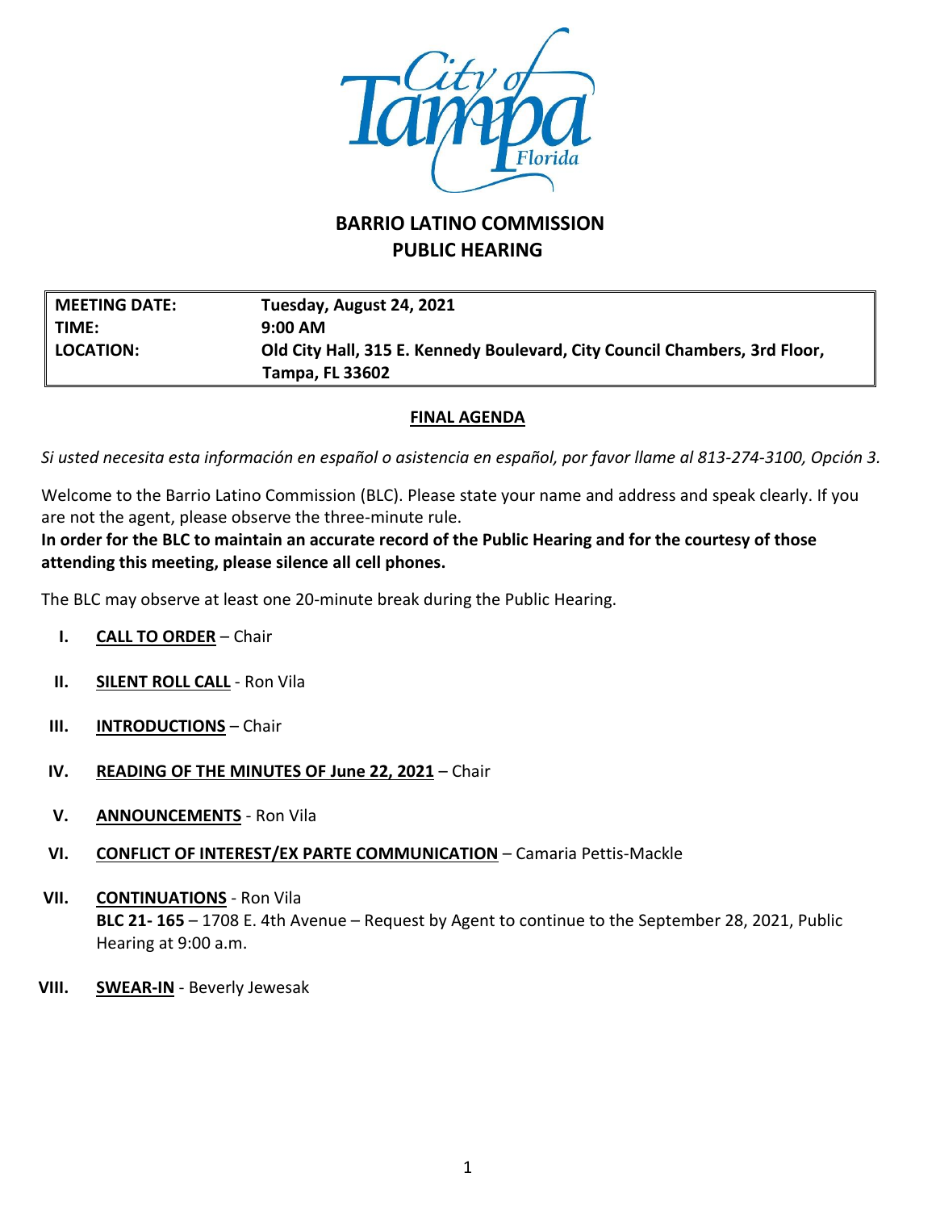# BARRIO LATINO COMMISSION
## PUBLIC HEARING

| | |
|---|---|
| **MEETING DATE:** | **Tuesday, August 24, 2021** |
| **TIME:** | **9:00 AM** |
| **LOCATION:** | **Old City Hall, 315 E. Kennedy Boulevard, City Council Chambers, 3rd Floor, Tampa, FL 33602** |

**FINAL AGENDA**

*Si usted necesita esta información en español o asistencia en español, por favor llame al 813-274-3100, Opción 3.*

Welcome to the Barrio Latino Commission (BLC). Please state your name and address and speak clearly. If you are not the agent, please observe the three-minute rule.

**In order for the BLC to maintain an accurate record of the Public Hearing and for the courtesy of those attending this meeting, please silence all cell phones.**

The BLC may observe at least one 20-minute break during the Public Hearing.

I. **CALL TO ORDER** – Chair

II. **SILENT ROLL CALL** - Ron Vila

III. **INTRODUCTIONS** – Chair

IV. **READING OF THE MINUTES OF June 22, 2021** – Chair

V. **ANNOUNCEMENTS** - Ron Vila

VI. **CONFLICT OF INTEREST/EX PARTE COMMUNICATION** – Camaria Pettis-Mackle

VII. **CONTINUATIONS** - Ron Vila
**BLC 21- 165** – 1708 E. 4th Avenue – Request by Agent to continue to the September 28, 2021, Public Hearing at 9:00 a.m.

VIII. **SWEAR-IN** - Beverly Jewesak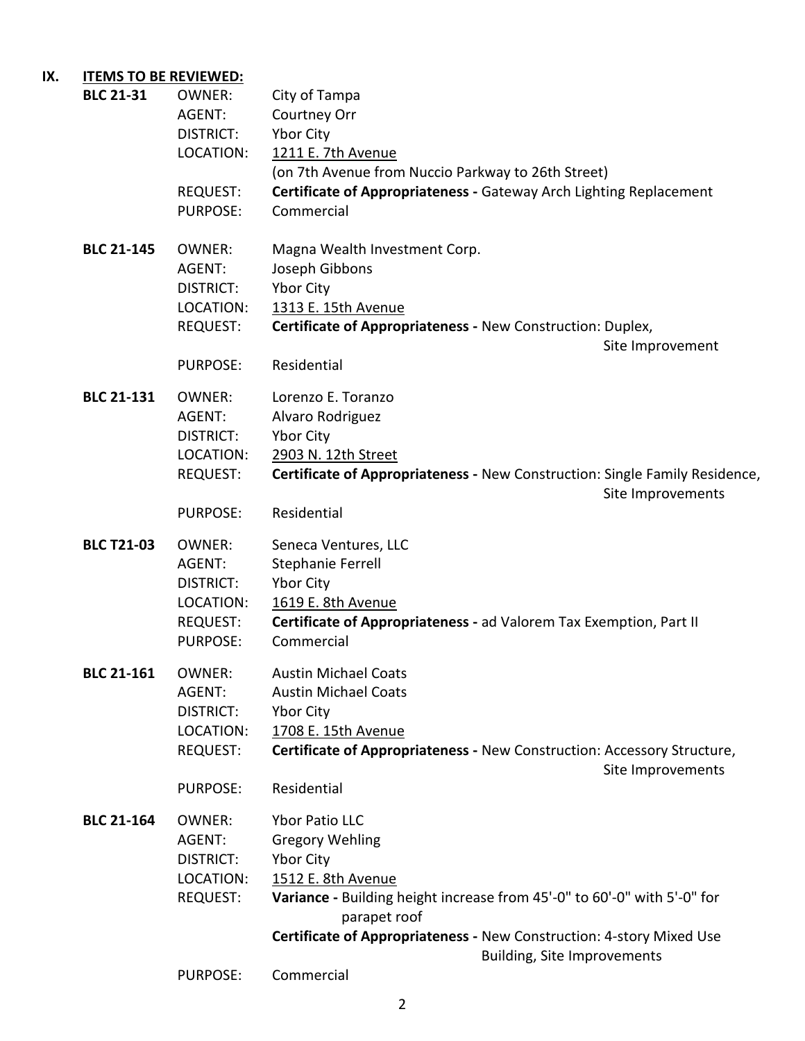## IX. ITEMS TO BE REVIEWED:

**BLC 21-31**
- OWNER: City of Tampa
- AGENT: Courtney Orr
- DISTRICT: Ybor City
- LOCATION: 1211 E. 7th Avenue (on 7th Avenue from Nuccio Parkway to 26th Street)
- REQUEST: **Certificate of Appropriateness -** Gateway Arch Lighting Replacement
- PURPOSE: Commercial

**BLC 21-145**
- OWNER: Magna Wealth Investment Corp.
- AGENT: Joseph Gibbons
- DISTRICT: Ybor City
- LOCATION: 1313 E. 15th Avenue
- REQUEST: **Certificate of Appropriateness -** New Construction: Duplex, Site Improvement
- PURPOSE: Residential

**BLC 21-131**
- OWNER: Lorenzo E. Toranzo
- AGENT: Alvaro Rodriguez
- DISTRICT: Ybor City
- LOCATION: 2903 N. 12th Street
- REQUEST: **Certificate of Appropriateness -** New Construction: Single Family Residence, Site Improvements
- PURPOSE: Residential

**BLC T21-03**
- OWNER: Seneca Ventures, LLC
- AGENT: Stephanie Ferrell
- DISTRICT: Ybor City
- LOCATION: 1619 E. 8th Avenue
- REQUEST: **Certificate of Appropriateness -** ad Valorem Tax Exemption, Part II
- PURPOSE: Commercial

**BLC 21-161**
- OWNER: Austin Michael Coats
- AGENT: Austin Michael Coats
- DISTRICT: Ybor City
- LOCATION: 1708 E. 15th Avenue
- REQUEST: **Certificate of Appropriateness -** New Construction: Accessory Structure, Site Improvements
- PURPOSE: Residential

**BLC 21-164**
- OWNER: Ybor Patio LLC
- AGENT: Gregory Wehling
- DISTRICT: Ybor City
- LOCATION: 1512 E. 8th Avenue
- REQUEST: **Variance -** Building height increase from 45'-0" to 60'-0" with 5'-0" for parapet roof
  **Certificate of Appropriateness -** New Construction: 4-story Mixed Use Building, Site Improvements
- PURPOSE: Commercial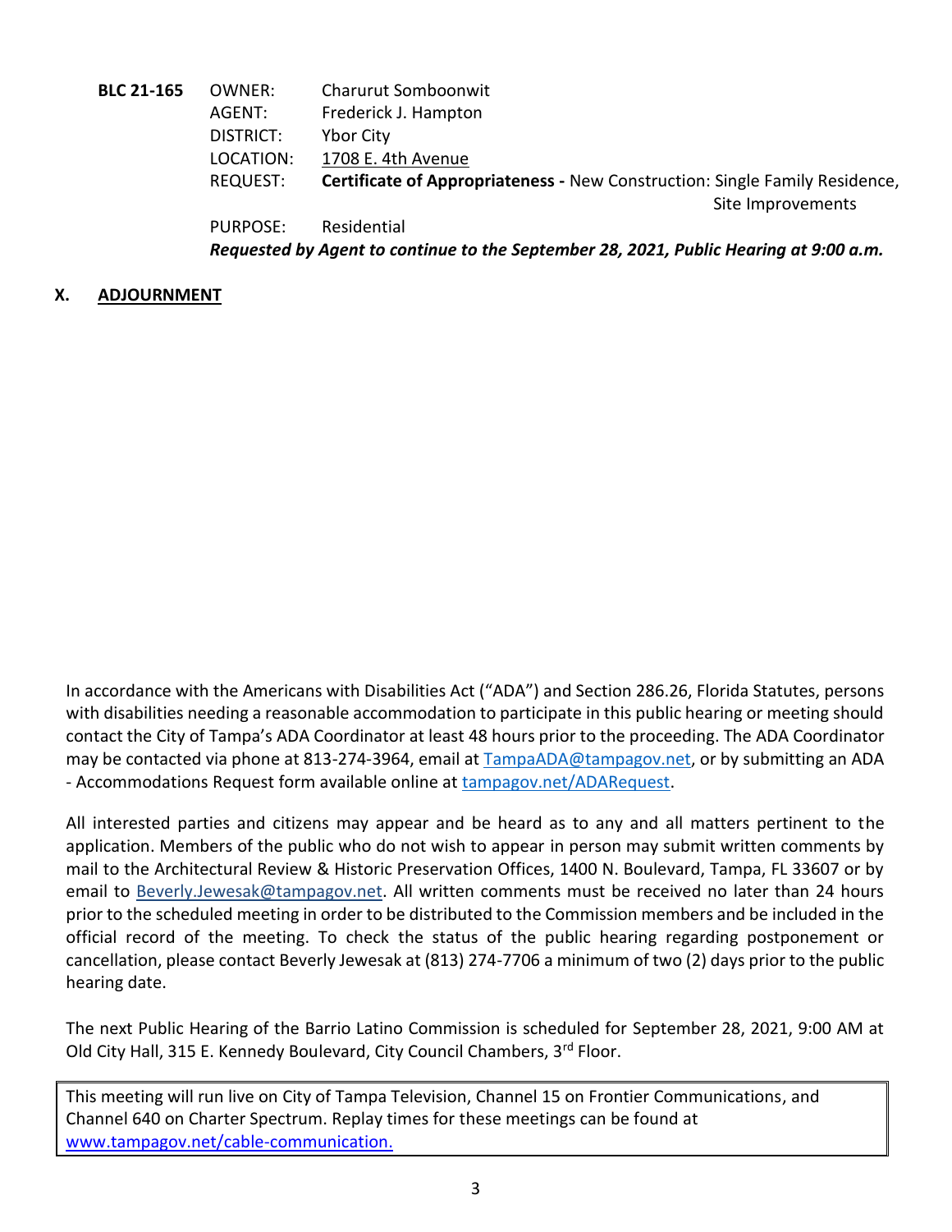**BLC 21-165** OWNER: Charurut Somboonwit
AGENT: Frederick J. Hampton
DISTRICT: Ybor City
LOCATION: 1708 E. 4th Avenue
REQUEST: **Certificate of Appropriateness -** New Construction: Single Family Residence, Site Improvements
PURPOSE: Residential
***Requested by Agent to continue to the September 28, 2021, Public Hearing at 9:00 a.m.***

## X. ADJOURNMENT

In accordance with the Americans with Disabilities Act ("ADA") and Section 286.26, Florida Statutes, persons with disabilities needing a reasonable accommodation to participate in this public hearing or meeting should contact the City of Tampa's ADA Coordinator at least 48 hours prior to the proceeding. The ADA Coordinator may be contacted via phone at 813-274-3964, email at TampaADA@tampagov.net, or by submitting an ADA - Accommodations Request form available online at tampagov.net/ADARequest.

All interested parties and citizens may appear and be heard as to any and all matters pertinent to the application. Members of the public who do not wish to appear in person may submit written comments by mail to the Architectural Review & Historic Preservation Offices, 1400 N. Boulevard, Tampa, FL 33607 or by email to Beverly.Jewesak@tampagov.net. All written comments must be received no later than 24 hours prior to the scheduled meeting in order to be distributed to the Commission members and be included in the official record of the meeting. To check the status of the public hearing regarding postponement or cancellation, please contact Beverly Jewesak at (813) 274-7706 a minimum of two (2) days prior to the public hearing date.

The next Public Hearing of the Barrio Latino Commission is scheduled for September 28, 2021, 9:00 AM at Old City Hall, 315 E. Kennedy Boulevard, City Council Chambers, 3rd Floor.

This meeting will run live on City of Tampa Television, Channel 15 on Frontier Communications, and Channel 640 on Charter Spectrum. Replay times for these meetings can be found at www.tampagov.net/cable-communication.